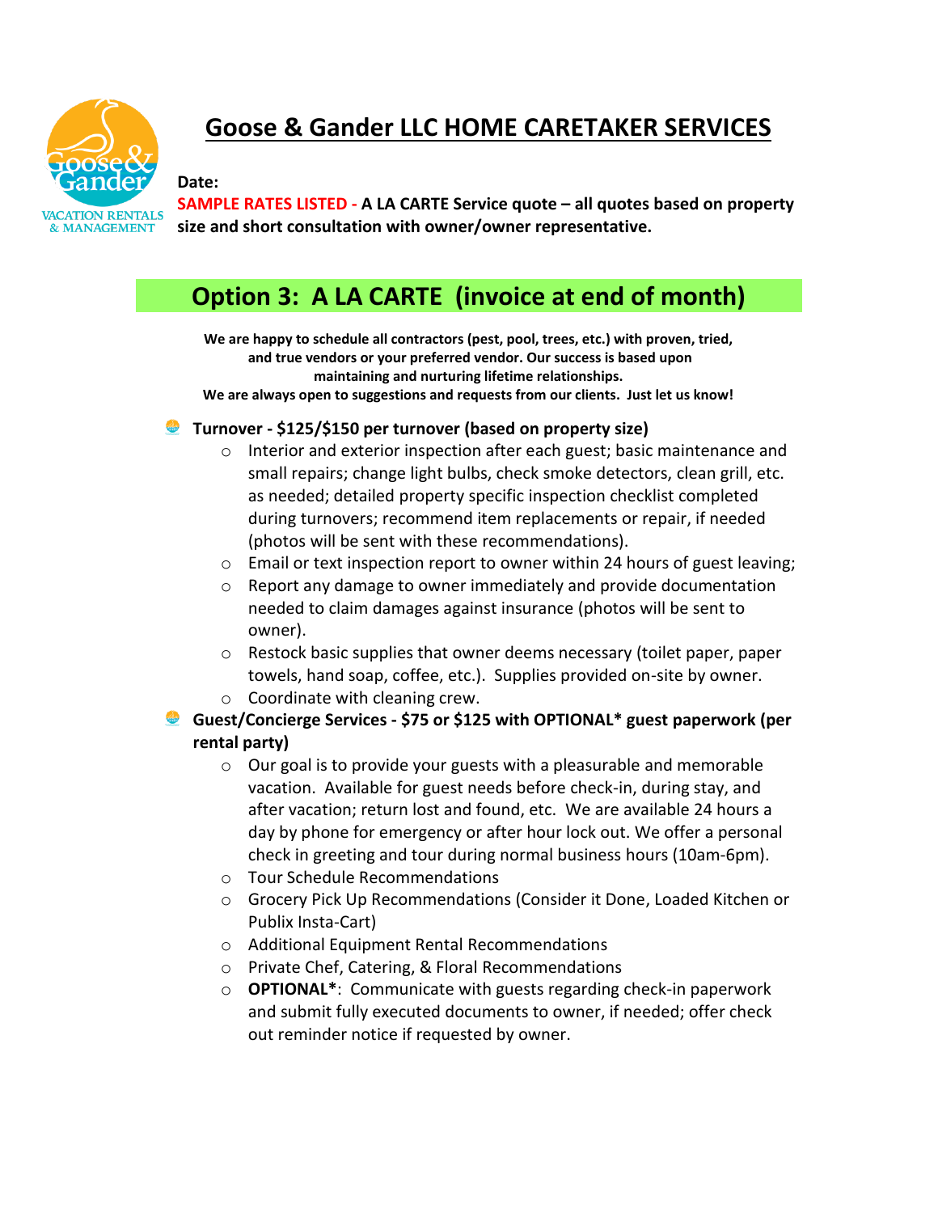# Goose & Gander LLC HOME CARETAKER SERVICES

**Date:**

**SAMPLE RATES LISTED - A LA CARTE Service quote – all quotes based on property size and short consultation with owner/owner representative.**

## Option 3: A LA CARTE (invoice at end of month)

**We are happy to schedule all contractors (pest, pool, trees, etc.) with proven, tried, and true vendors or your preferred vendor. Our success is based upon maintaining and nurturing lifetime relationships.**
**We are always open to suggestions and requests from our clients. Just let us know!**

- **Turnover - $125/$150 per turnover (based on property size)**
  - Interior and exterior inspection after each guest; basic maintenance and small repairs; change light bulbs, check smoke detectors, clean grill, etc. as needed; detailed property specific inspection checklist completed during turnovers; recommend item replacements or repair, if needed (photos will be sent with these recommendations).
  - Email or text inspection report to owner within 24 hours of guest leaving;
  - Report any damage to owner immediately and provide documentation needed to claim damages against insurance (photos will be sent to owner).
  - Restock basic supplies that owner deems necessary (toilet paper, paper towels, hand soap, coffee, etc.). Supplies provided on-site by owner.
  - Coordinate with cleaning crew.
- **Guest/Concierge Services - $75 or $125 with OPTIONAL* guest paperwork (per rental party)**
  - Our goal is to provide your guests with a pleasurable and memorable vacation. Available for guest needs before check-in, during stay, and after vacation; return lost and found, etc. We are available 24 hours a day by phone for emergency or after hour lock out. We offer a personal check in greeting and tour during normal business hours (10am-6pm).
  - Tour Schedule Recommendations
  - Grocery Pick Up Recommendations (Consider it Done, Loaded Kitchen or Publix Insta-Cart)
  - Additional Equipment Rental Recommendations
  - Private Chef, Catering, & Floral Recommendations
  - **OPTIONAL***: Communicate with guests regarding check-in paperwork and submit fully executed documents to owner, if needed; offer check out reminder notice if requested by owner.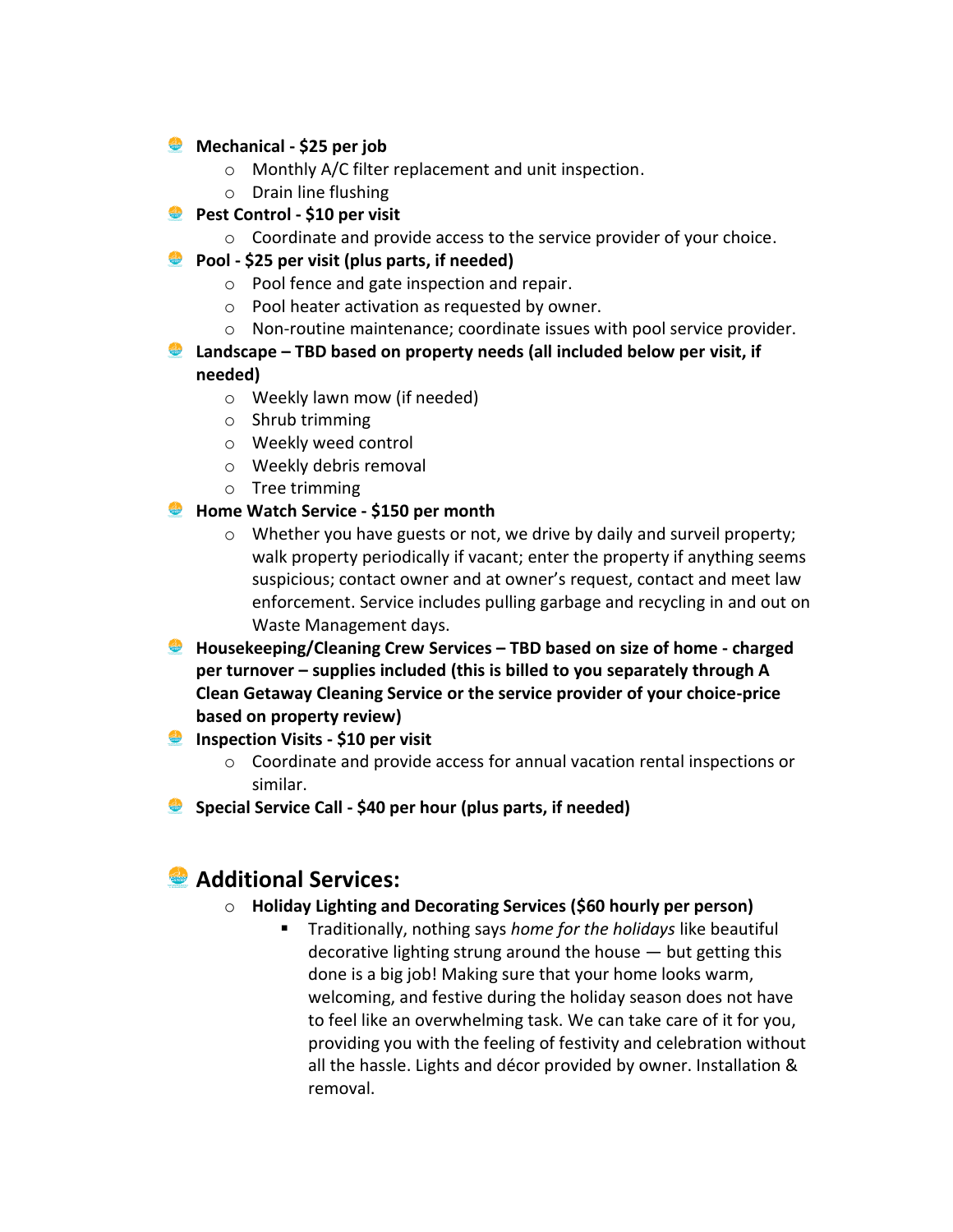- **Mechanical - $25 per job**
  - Monthly A/C filter replacement and unit inspection.
  - Drain line flushing
- **Pest Control - $10 per visit**
  - Coordinate and provide access to the service provider of your choice.
- **Pool - $25 per visit (plus parts, if needed)**
  - Pool fence and gate inspection and repair.
  - Pool heater activation as requested by owner.
  - Non-routine maintenance; coordinate issues with pool service provider.
- **Landscape – TBD based on property needs (all included below per visit, if needed)**
  - Weekly lawn mow (if needed)
  - Shrub trimming
  - Weekly weed control
  - Weekly debris removal
  - Tree trimming
- **Home Watch Service - $150 per month**
  - Whether you have guests or not, we drive by daily and surveil property; walk property periodically if vacant; enter the property if anything seems suspicious; contact owner and at owner's request, contact and meet law enforcement. Service includes pulling garbage and recycling in and out on Waste Management days.
- **Housekeeping/Cleaning Crew Services – TBD based on size of home - charged per turnover – supplies included (this is billed to you separately through A Clean Getaway Cleaning Service or the service provider of your choice-price based on property review)**
- **Inspection Visits - $10 per visit**
  - Coordinate and provide access for annual vacation rental inspections or similar.
- **Special Service Call - $40 per hour (plus parts, if needed)**

## Additional Services:

- **Holiday Lighting and Decorating Services ($60 hourly per person)**
  - Traditionally, nothing says *home for the holidays* like beautiful decorative lighting strung around the house — but getting this done is a big job! Making sure that your home looks warm, welcoming, and festive during the holiday season does not have to feel like an overwhelming task. We can take care of it for you, providing you with the feeling of festivity and celebration without all the hassle. Lights and décor provided by owner. Installation & removal.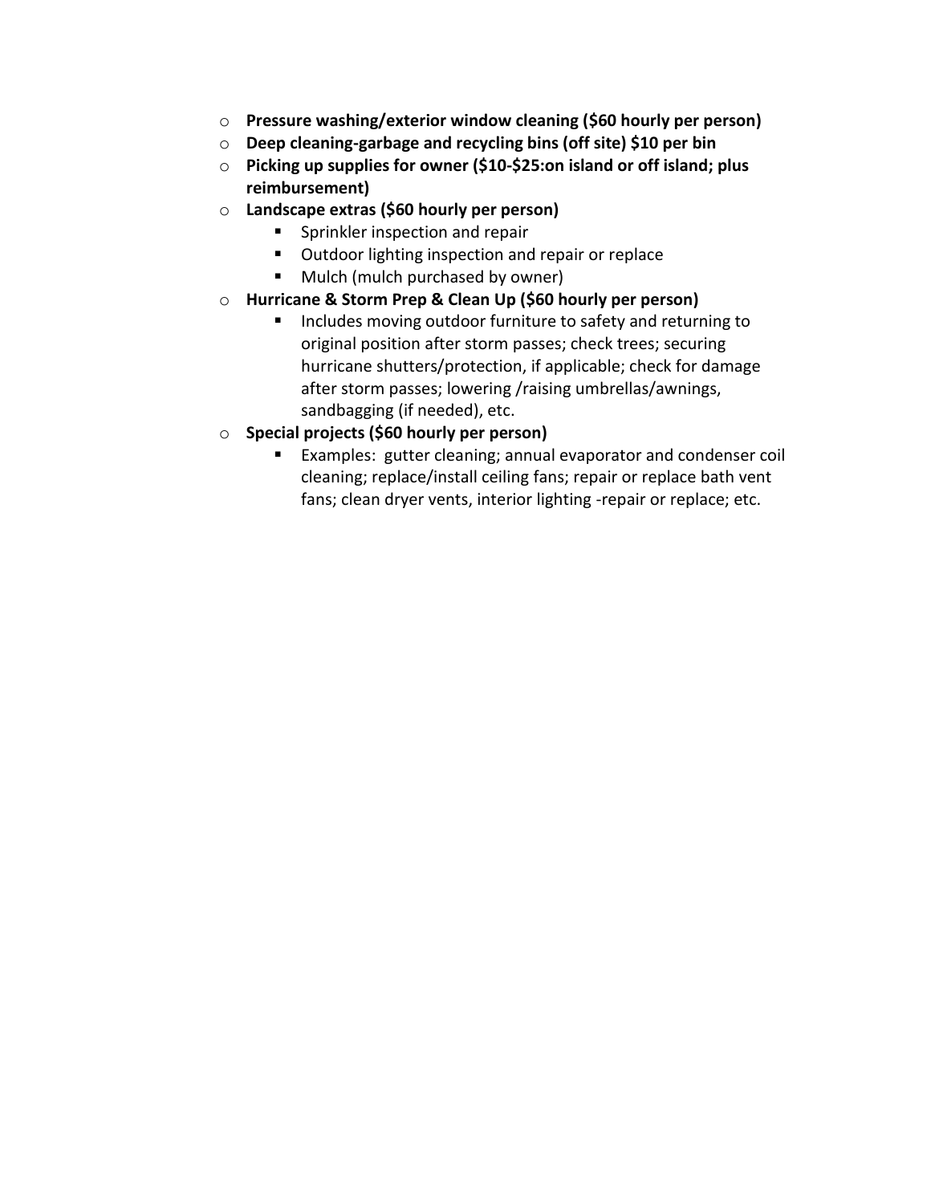- **Pressure washing/exterior window cleaning ($60 hourly per person)**
- **Deep cleaning-garbage and recycling bins (off site) $10 per bin**
- **Picking up supplies for owner ($10-$25:on island or off island; plus reimbursement)**
- **Landscape extras ($60 hourly per person)**
  - Sprinkler inspection and repair
  - Outdoor lighting inspection and repair or replace
  - Mulch (mulch purchased by owner)
- **Hurricane & Storm Prep & Clean Up ($60 hourly per person)**
  - Includes moving outdoor furniture to safety and returning to original position after storm passes; check trees; securing hurricane shutters/protection, if applicable; check for damage after storm passes; lowering /raising umbrellas/awnings, sandbagging (if needed), etc.
- **Special projects ($60 hourly per person)**
  - Examples: gutter cleaning; annual evaporator and condenser coil cleaning; replace/install ceiling fans; repair or replace bath vent fans; clean dryer vents, interior lighting -repair or replace; etc.